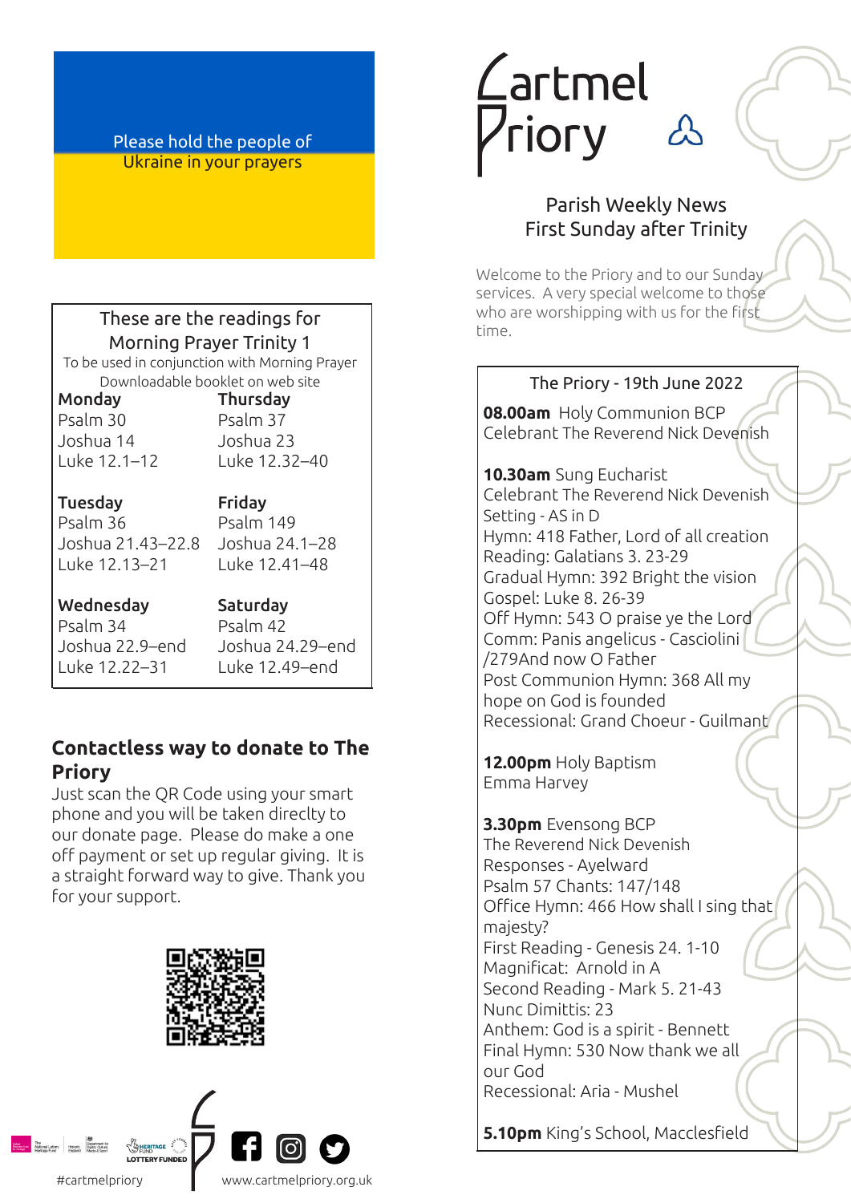# Cartmel Priory

## Parish Weekly News
## First Sunday after Trinity

Welcome to the Priory and to our Sunday services. A very special welcome to those who are worshipping with us for the first time.

### The Priory - 19th June 2022

**08.00am** Holy Communion BCP
Celebrant The Reverend Nick Devenish

**10.30am** Sung Eucharist
Celebrant The Reverend Nick Devenish
Setting - AS in D
Hymn: 418 Father, Lord of all creation
Reading: Galatians 3. 23-29
Gradual Hymn: 392 Bright the vision
Gospel: Luke 8. 26-39
Off Hymn: 543 O praise ye the Lord
Comm: Panis angelicus - Casciolini /279And now O Father
Post Communion Hymn: 368 All my hope on God is founded
Recessional: Grand Choeur - Guilmant

**12.00pm** Holy Baptism
Emma Harvey

**3.30pm** Evensong BCP
The Reverend Nick Devenish
Responses - Ayelward
Psalm 57 Chants: 147/148
Office Hymn: 466 How shall I sing that majesty?
First Reading - Genesis 24. 1-10
Magnificat: Arnold in A
Second Reading - Mark 5. 21-43
Nunc Dimittis: 23
Anthem: God is a spirit - Bennett
Final Hymn: 530 Now thank we all our God
Recessional: Aria - Mushel

**5.10pm** King's School, Macclesfield

Please hold the people of Ukraine in your prayers

### These are the readings for Morning Prayer Trinity 1

To be used in conjunction with Morning Prayer
Downloadable booklet on web site

| | |
|---|---|
| **Monday**<br>Psalm 30<br>Joshua 14<br>Luke 12.1–12 | **Thursday**<br>Psalm 37<br>Joshua 23<br>Luke 12.32–40 |
| **Tuesday**<br>Psalm 36<br>Joshua 21.43–22.8<br>Luke 12.13–21 | **Friday**<br>Psalm 149<br>Joshua 24.1–28<br>Luke 12.41–48 |
| **Wednesday**<br>Psalm 34<br>Joshua 22.9–end<br>Luke 12.22–31 | **Saturday**<br>Psalm 42<br>Joshua 24.29–end<br>Luke 12.49–end |

## Contactless way to donate to The Priory

Just scan the QR Code using your smart phone and you will be taken direclty to our donate page. Please do make a one off payment or set up regular giving. It is a straight forward way to give. Thank you for your support.

#cartmelpriory

www.cartmelpriory.org.uk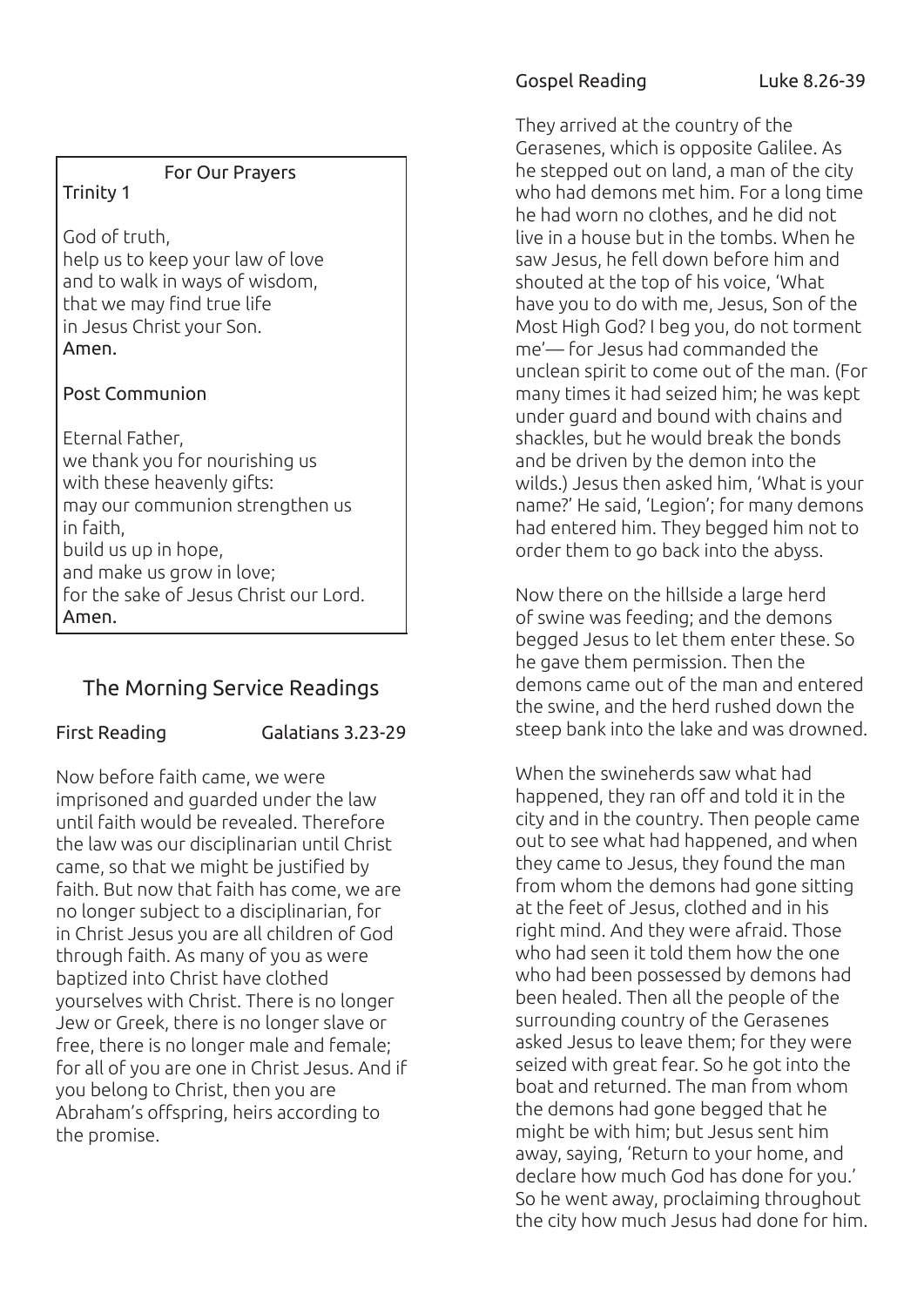## For Our Prayers

Trinity 1

God of truth,
help us to keep your law of love
and to walk in ways of wisdom,
that we may find true life
in Jesus Christ your Son.
Amen.

Post Communion

Eternal Father,
we thank you for nourishing us
with these heavenly gifts:
may our communion strengthen us
in faith,
build us up in hope,
and make us grow in love;
for the sake of Jesus Christ our Lord.
Amen.

## The Morning Service Readings

First Reading Galatians 3.23-29

Now before faith came, we were imprisoned and guarded under the law until faith would be revealed. Therefore the law was our disciplinarian until Christ came, so that we might be justified by faith. But now that faith has come, we are no longer subject to a disciplinarian, for in Christ Jesus you are all children of God through faith. As many of you as were baptized into Christ have clothed yourselves with Christ. There is no longer Jew or Greek, there is no longer slave or free, there is no longer male and female; for all of you are one in Christ Jesus. And if you belong to Christ, then you are Abraham's offspring, heirs according to the promise.

Gospel Reading Luke 8.26-39

They arrived at the country of the Gerasenes, which is opposite Galilee. As he stepped out on land, a man of the city who had demons met him. For a long time he had worn no clothes, and he did not live in a house but in the tombs. When he saw Jesus, he fell down before him and shouted at the top of his voice, 'What have you to do with me, Jesus, Son of the Most High God? I beg you, do not torment me'— for Jesus had commanded the unclean spirit to come out of the man. (For many times it had seized him; he was kept under guard and bound with chains and shackles, but he would break the bonds and be driven by the demon into the wilds.) Jesus then asked him, 'What is your name?' He said, 'Legion'; for many demons had entered him. They begged him not to order them to go back into the abyss.

Now there on the hillside a large herd of swine was feeding; and the demons begged Jesus to let them enter these. So he gave them permission. Then the demons came out of the man and entered the swine, and the herd rushed down the steep bank into the lake and was drowned.

When the swineherds saw what had happened, they ran off and told it in the city and in the country. Then people came out to see what had happened, and when they came to Jesus, they found the man from whom the demons had gone sitting at the feet of Jesus, clothed and in his right mind. And they were afraid. Those who had seen it told them how the one who had been possessed by demons had been healed. Then all the people of the surrounding country of the Gerasenes asked Jesus to leave them; for they were seized with great fear. So he got into the boat and returned. The man from whom the demons had gone begged that he might be with him; but Jesus sent him away, saying, 'Return to your home, and declare how much God has done for you.' So he went away, proclaiming throughout the city how much Jesus had done for him.